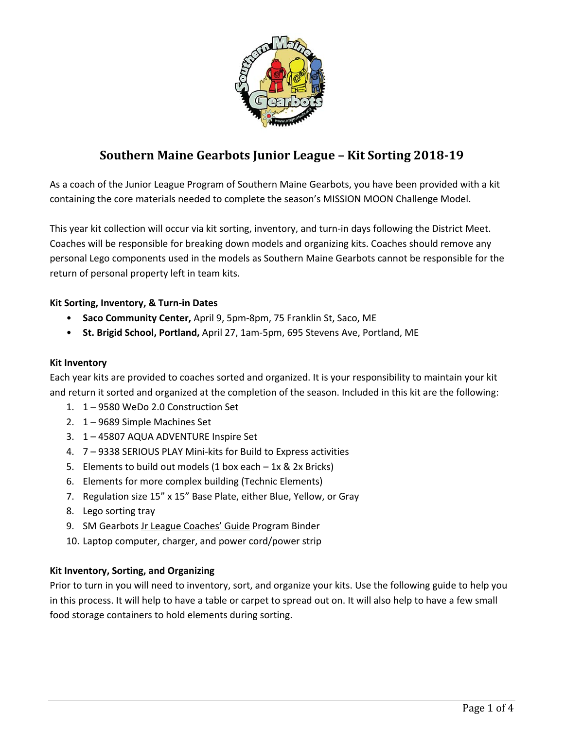# Southern Maine Gearbots Junior League – Kit Sorting 2018-19

As a coach of the Junior League Program of Southern Maine Gearbots, you have been provided with a kit containing the core materials needed to complete the season's MISSION MOON Challenge Model.

This year kit collection will occur via kit sorting, inventory, and turn-in days following the District Meet. Coaches will be responsible for breaking down models and organizing kits. Coaches should remove any personal Lego components used in the models as Southern Maine Gearbots cannot be responsible for the return of personal property left in team kits.

**Kit Sorting, Inventory, & Turn-in Dates**

- **Saco Community Center,** April 9, 5pm-8pm, 75 Franklin St, Saco, ME
- **St. Brigid School, Portland,** April 27, 1am-5pm, 695 Stevens Ave, Portland, ME

**Kit Inventory**

Each year kits are provided to coaches sorted and organized. It is your responsibility to maintain your kit and return it sorted and organized at the completion of the season. Included in this kit are the following:

1. 1 – 9580 WeDo 2.0 Construction Set
2. 1 – 9689 Simple Machines Set
3. 1 – 45807 AQUA ADVENTURE Inspire Set
4. 7 – 9338 SERIOUS PLAY Mini-kits for Build to Express activities
5. Elements to build out models (1 box each – 1x & 2x Bricks)
6. Elements for more complex building (Technic Elements)
7. Regulation size 15" x 15" Base Plate, either Blue, Yellow, or Gray
8. Lego sorting tray
9. SM Gearbots Jr League Coaches' Guide Program Binder
10. Laptop computer, charger, and power cord/power strip

**Kit Inventory, Sorting, and Organizing**

Prior to turn in you will need to inventory, sort, and organize your kits. Use the following guide to help you in this process. It will help to have a table or carpet to spread out on. It will also help to have a few small food storage containers to hold elements during sorting.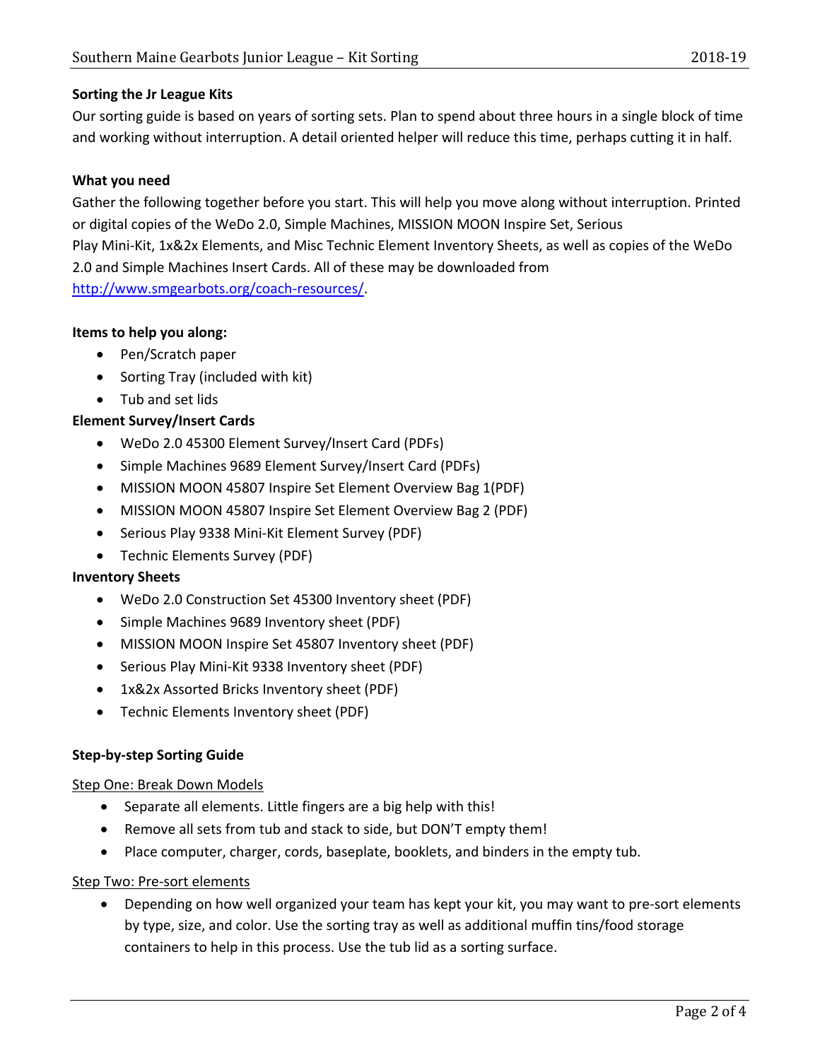**Sorting the Jr League Kits**

Our sorting guide is based on years of sorting sets. Plan to spend about three hours in a single block of time and working without interruption. A detail oriented helper will reduce this time, perhaps cutting it in half.

**What you need**

Gather the following together before you start. This will help you move along without interruption. Printed or digital copies of the WeDo 2.0, Simple Machines, MISSION MOON Inspire Set, Serious Play Mini-Kit, 1x&2x Elements, and Misc Technic Element Inventory Sheets, as well as copies of the WeDo 2.0 and Simple Machines Insert Cards. All of these may be downloaded from [http://www.smgearbots.org/coach-resources/](http://www.smgearbots.org/coach-resources/).

**Items to help you along:**

- Pen/Scratch paper
- Sorting Tray (included with kit)
- Tub and set lids

**Element Survey/Insert Cards**

- WeDo 2.0 45300 Element Survey/Insert Card (PDFs)
- Simple Machines 9689 Element Survey/Insert Card (PDFs)
- MISSION MOON 45807 Inspire Set Element Overview Bag 1(PDF)
- MISSION MOON 45807 Inspire Set Element Overview Bag 2 (PDF)
- Serious Play 9338 Mini-Kit Element Survey (PDF)
- Technic Elements Survey (PDF)

**Inventory Sheets**

- WeDo 2.0 Construction Set 45300 Inventory sheet (PDF)
- Simple Machines 9689 Inventory sheet (PDF)
- MISSION MOON Inspire Set 45807 Inventory sheet (PDF)
- Serious Play Mini-Kit 9338 Inventory sheet (PDF)
- 1x&2x Assorted Bricks Inventory sheet (PDF)
- Technic Elements Inventory sheet (PDF)

**Step-by-step Sorting Guide**

Step One: Break Down Models

- Separate all elements. Little fingers are a big help with this!
- Remove all sets from tub and stack to side, but DON'T empty them!
- Place computer, charger, cords, baseplate, booklets, and binders in the empty tub.

Step Two: Pre-sort elements

- Depending on how well organized your team has kept your kit, you may want to pre-sort elements by type, size, and color. Use the sorting tray as well as additional muffin tins/food storage containers to help in this process. Use the tub lid as a sorting surface.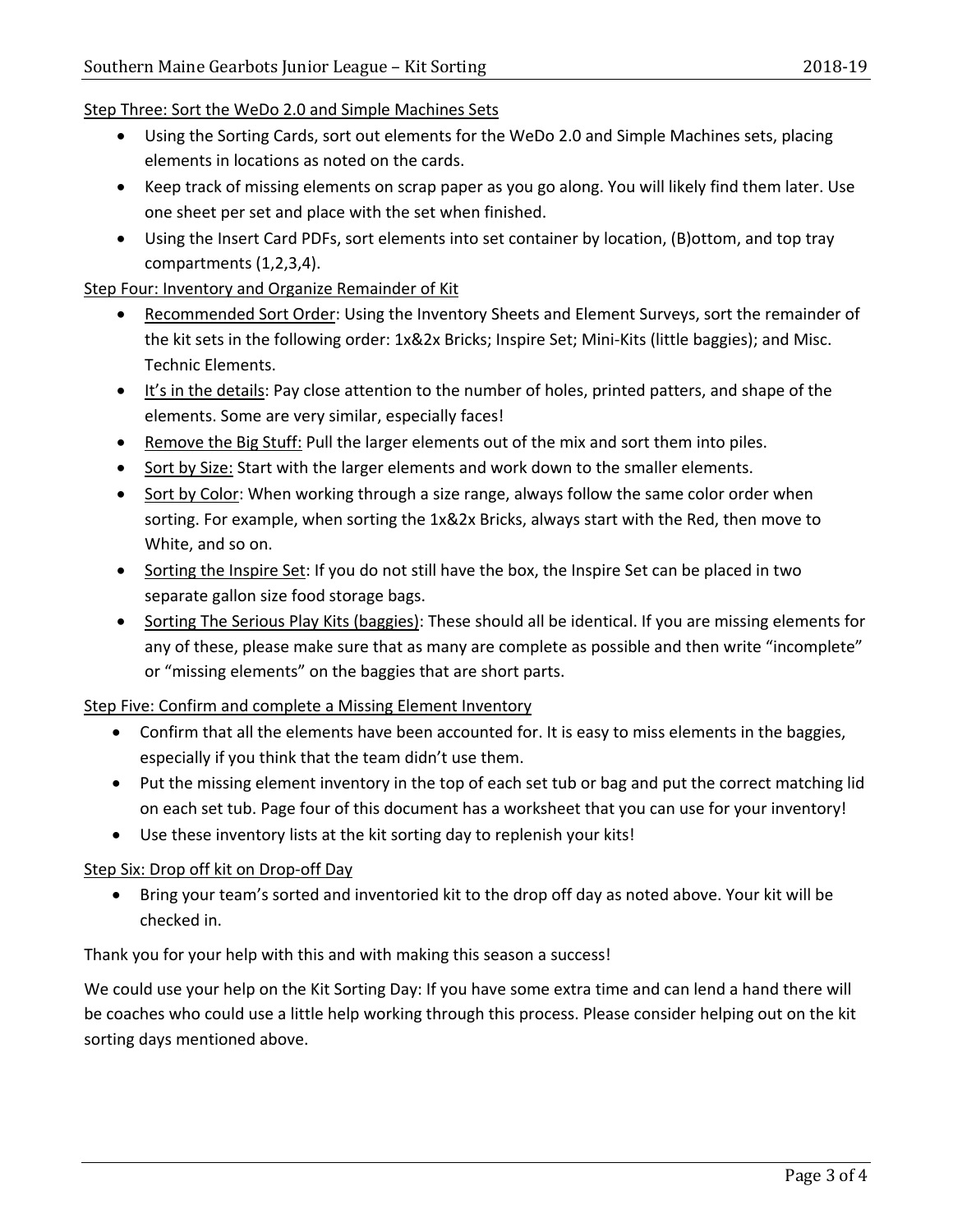Step Three: Sort the WeDo 2.0 and Simple Machines Sets

- Using the Sorting Cards, sort out elements for the WeDo 2.0 and Simple Machines sets, placing elements in locations as noted on the cards.
- Keep track of missing elements on scrap paper as you go along. You will likely find them later. Use one sheet per set and place with the set when finished.
- Using the Insert Card PDFs, sort elements into set container by location, (B)ottom, and top tray compartments (1,2,3,4).

Step Four: Inventory and Organize Remainder of Kit

- Recommended Sort Order: Using the Inventory Sheets and Element Surveys, sort the remainder of the kit sets in the following order: 1x&2x Bricks; Inspire Set; Mini-Kits (little baggies); and Misc. Technic Elements.
- It's in the details: Pay close attention to the number of holes, printed patters, and shape of the elements. Some are very similar, especially faces!
- Remove the Big Stuff: Pull the larger elements out of the mix and sort them into piles.
- Sort by Size: Start with the larger elements and work down to the smaller elements.
- Sort by Color: When working through a size range, always follow the same color order when sorting. For example, when sorting the 1x&2x Bricks, always start with the Red, then move to White, and so on.
- Sorting the Inspire Set: If you do not still have the box, the Inspire Set can be placed in two separate gallon size food storage bags.
- Sorting The Serious Play Kits (baggies): These should all be identical. If you are missing elements for any of these, please make sure that as many are complete as possible and then write "incomplete" or "missing elements" on the baggies that are short parts.

Step Five: Confirm and complete a Missing Element Inventory

- Confirm that all the elements have been accounted for. It is easy to miss elements in the baggies, especially if you think that the team didn't use them.
- Put the missing element inventory in the top of each set tub or bag and put the correct matching lid on each set tub. Page four of this document has a worksheet that you can use for your inventory!
- Use these inventory lists at the kit sorting day to replenish your kits!

Step Six: Drop off kit on Drop-off Day

- Bring your team's sorted and inventoried kit to the drop off day as noted above. Your kit will be checked in.

Thank you for your help with this and with making this season a success!

We could use your help on the Kit Sorting Day: If you have some extra time and can lend a hand there will be coaches who could use a little help working through this process. Please consider helping out on the kit sorting days mentioned above.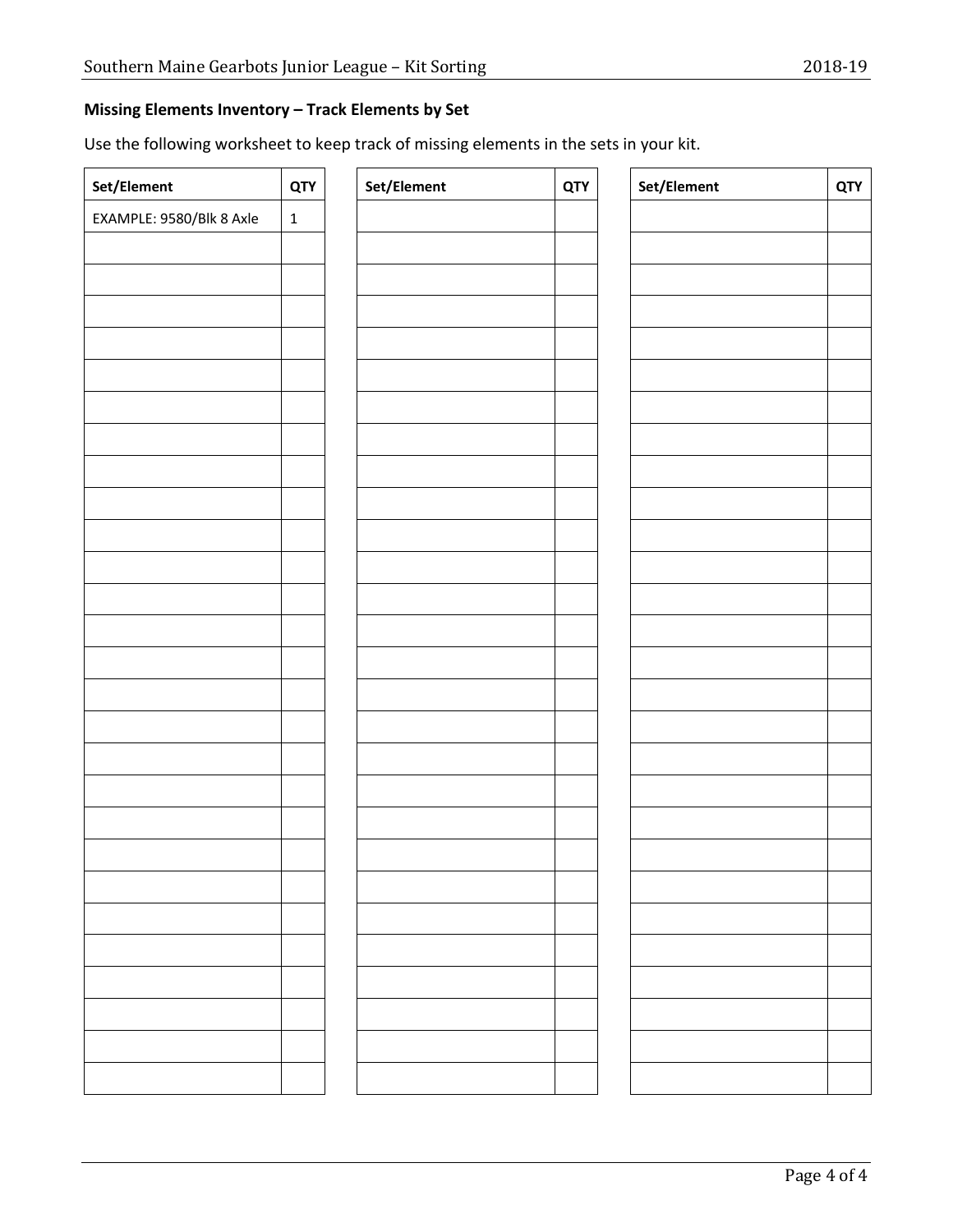**Missing Elements Inventory – Track Elements by Set**

Use the following worksheet to keep track of missing elements in the sets in your kit.

| Set/Element | QTY | Set/Element | QTY | Set/Element | QTY |
|---|---|---|---|---|---|
| EXAMPLE: 9580/Blk 8 Axle | 1 | | | | |
| | | | | | |
| | | | | | |
| | | | | | |
| | | | | | |
| | | | | | |
| | | | | | |
| | | | | | |
| | | | | | |
| | | | | | |
| | | | | | |
| | | | | | |
| | | | | | |
| | | | | | |
| | | | | | |
| | | | | | |
| | | | | | |
| | | | | | |
| | | | | | |
| | | | | | |
| | | | | | |
| | | | | | |
| | | | | | |
| | | | | | |
| | | | | | |
| | | | | | |
| | | | | | |
| | | | | | |